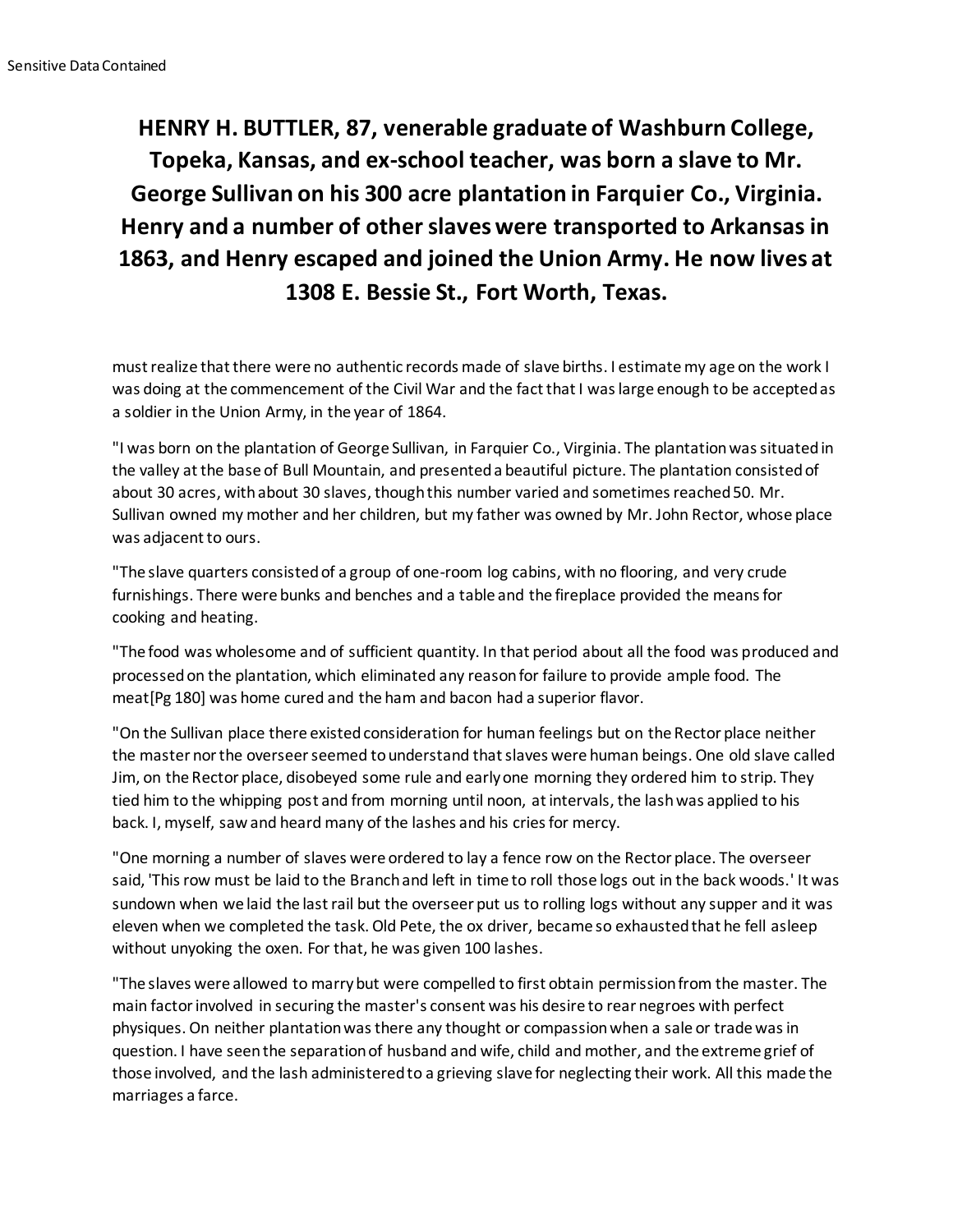# HENRY H. BUTTLER, 87, venerable graduate of Washburn College, Topeka, Kansas, and ex-school teacher, was born a slave to Mr. George Sullivan on his 300 acre plantation in Farquier Co., Virginia. Henry and a number of other slaves were transported to Arkansas in 1863, and Henry escaped and joined the Union Army. He now lives at 1308 E. Bessie St., Fort Worth, Texas.

must realize that there were no authentic records made of slave births. I estimate my age on the work I was doing at the commencement of the Civil War and the fact that I was large enough to be accepted as a soldier in the Union Army, in the year of 1864.

"I was born on the plantation of George Sullivan, in Farquier Co., Virginia. The plantation was situated in the valley at the base of Bull Mountain, and presented a beautiful picture. The plantation consisted of about 30 acres, with about 30 slaves, though this number varied and sometimes reached 50. Mr. Sullivan owned my mother and her children, but my father was owned by Mr. John Rector, whose place was adjacent to ours.

"The slave quarters consisted of a group of one-room log cabins, with no flooring, and very crude furnishings. There were bunks and benches and a table and the fireplace provided the means for cooking and heating.

"The food was wholesome and of sufficient quantity. In that period about all the food was produced and processed on the plantation, which eliminated any reason for failure to provide ample food. The meat[Pg 180] was home cured and the ham and bacon had a superior flavor.

"On the Sullivan place there existed consideration for human feelings but on the Rector place neither the master nor the overseer seemed to understand that slaves were human beings. One old slave called Jim, on the Rector place, disobeyed some rule and early one morning they ordered him to strip. They tied him to the whipping post and from morning until noon, at intervals, the lash was applied to his back. I, myself, saw and heard many of the lashes and his cries for mercy.

"One morning a number of slaves were ordered to lay a fence row on the Rector place. The overseer said, 'This row must be laid to the Branch and left in time to roll those logs out in the back woods.' It was sundown when we laid the last rail but the overseer put us to rolling logs without any supper and it was eleven when we completed the task. Old Pete, the ox driver, became so exhausted that he fell asleep without unyoking the oxen. For that, he was given 100 lashes.

"The slaves were allowed to marry but were compelled to first obtain permission from the master. The main factor involved in securing the master's consent was his desire to rear negroes with perfect physiques. On neither plantation was there any thought or compassion when a sale or trade was in question. I have seen the separation of husband and wife, child and mother, and the extreme grief of those involved, and the lash administered to a grieving slave for neglecting their work. All this made the marriages a farce.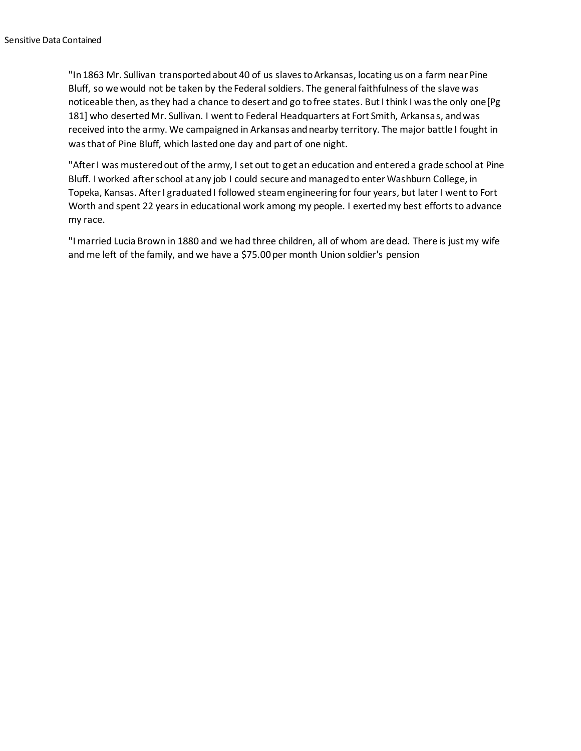Sensitive Data Contained

"In 1863 Mr. Sullivan transported about 40 of us slaves to Arkansas, locating us on a farm near Pine Bluff, so we would not be taken by the Federal soldiers. The general faithfulness of the slave was noticeable then, as they had a chance to desert and go to free states. But I think I was the only one [Pg 181] who deserted Mr. Sullivan. I went to Federal Headquarters at Fort Smith, Arkansas, and was received into the army. We campaigned in Arkansas and nearby territory. The major battle I fought in was that of Pine Bluff, which lasted one day and part of one night.

"After I was mustered out of the army, I set out to get an education and entered a grade school at Pine Bluff. I worked after school at any job I could secure and managed to enter Washburn College, in Topeka, Kansas. After I graduated I followed steam engineering for four years, but later I went to Fort Worth and spent 22 years in educational work among my people. I exerted my best efforts to advance my race.

"I married Lucia Brown in 1880 and we had three children, all of whom are dead. There is just my wife and me left of the family, and we have a $75.00 per month Union soldier's pension